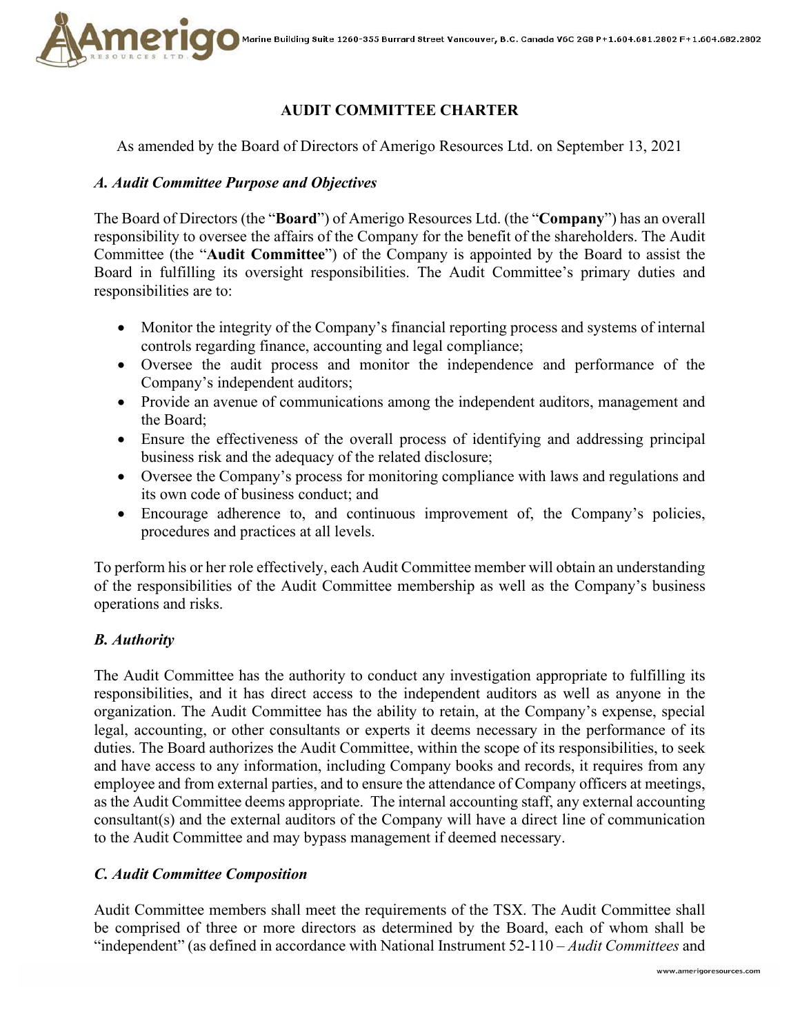# AUDIT COMMITTEE CHARTER

As amended by the Board of Directors of Amerigo Resources Ltd. on September 13, 2021

### *A. Audit Committee Purpose and Objectives*

The Board of Directors (the "**Board**") of Amerigo Resources Ltd. (the "**Company**") has an overall responsibility to oversee the affairs of the Company for the benefit of the shareholders. The Audit Committee (the "**Audit Committee**") of the Company is appointed by the Board to assist the Board in fulfilling its oversight responsibilities. The Audit Committee's primary duties and responsibilities are to:

- Monitor the integrity of the Company's financial reporting process and systems of internal controls regarding finance, accounting and legal compliance;
- Oversee the audit process and monitor the independence and performance of the Company's independent auditors;
- Provide an avenue of communications among the independent auditors, management and the Board;
- Ensure the effectiveness of the overall process of identifying and addressing principal business risk and the adequacy of the related disclosure;
- Oversee the Company's process for monitoring compliance with laws and regulations and its own code of business conduct; and
- Encourage adherence to, and continuous improvement of, the Company's policies, procedures and practices at all levels.

To perform his or her role effectively, each Audit Committee member will obtain an understanding of the responsibilities of the Audit Committee membership as well as the Company's business operations and risks.

### *B. Authority*

The Audit Committee has the authority to conduct any investigation appropriate to fulfilling its responsibilities, and it has direct access to the independent auditors as well as anyone in the organization. The Audit Committee has the ability to retain, at the Company's expense, special legal, accounting, or other consultants or experts it deems necessary in the performance of its duties. The Board authorizes the Audit Committee, within the scope of its responsibilities, to seek and have access to any information, including Company books and records, it requires from any employee and from external parties, and to ensure the attendance of Company officers at meetings, as the Audit Committee deems appropriate. The internal accounting staff, any external accounting consultant(s) and the external auditors of the Company will have a direct line of communication to the Audit Committee and may bypass management if deemed necessary.

### *C. Audit Committee Composition*

Audit Committee members shall meet the requirements of the TSX. The Audit Committee shall be comprised of three or more directors as determined by the Board, each of whom shall be "independent" (as defined in accordance with National Instrument 52-110 – *Audit Committees* and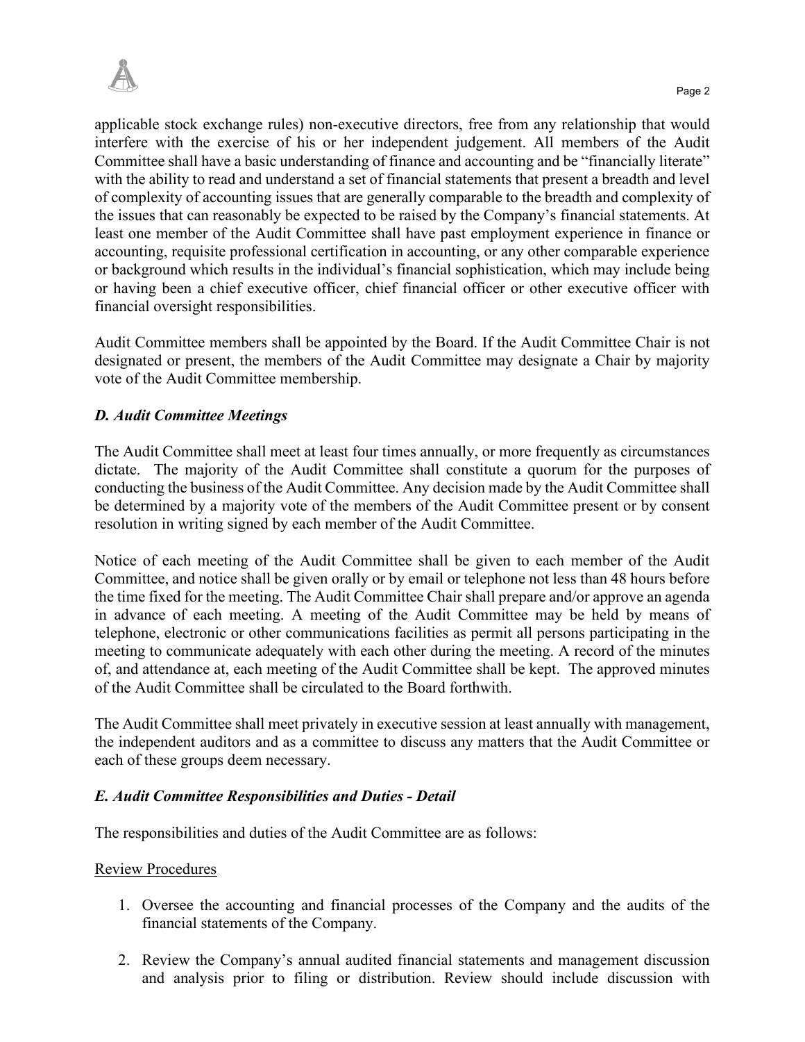applicable stock exchange rules) non-executive directors, free from any relationship that would interfere with the exercise of his or her independent judgement. All members of the Audit Committee shall have a basic understanding of finance and accounting and be "financially literate" with the ability to read and understand a set of financial statements that present a breadth and level of complexity of accounting issues that are generally comparable to the breadth and complexity of the issues that can reasonably be expected to be raised by the Company's financial statements. At least one member of the Audit Committee shall have past employment experience in finance or accounting, requisite professional certification in accounting, or any other comparable experience or background which results in the individual's financial sophistication, which may include being or having been a chief executive officer, chief financial officer or other executive officer with financial oversight responsibilities.

Audit Committee members shall be appointed by the Board. If the Audit Committee Chair is not designated or present, the members of the Audit Committee may designate a Chair by majority vote of the Audit Committee membership.

### *D. Audit Committee Meetings*

The Audit Committee shall meet at least four times annually, or more frequently as circumstances dictate. The majority of the Audit Committee shall constitute a quorum for the purposes of conducting the business of the Audit Committee. Any decision made by the Audit Committee shall be determined by a majority vote of the members of the Audit Committee present or by consent resolution in writing signed by each member of the Audit Committee.

Notice of each meeting of the Audit Committee shall be given to each member of the Audit Committee, and notice shall be given orally or by email or telephone not less than 48 hours before the time fixed for the meeting. The Audit Committee Chair shall prepare and/or approve an agenda in advance of each meeting. A meeting of the Audit Committee may be held by means of telephone, electronic or other communications facilities as permit all persons participating in the meeting to communicate adequately with each other during the meeting. A record of the minutes of, and attendance at, each meeting of the Audit Committee shall be kept. The approved minutes of the Audit Committee shall be circulated to the Board forthwith.

The Audit Committee shall meet privately in executive session at least annually with management, the independent auditors and as a committee to discuss any matters that the Audit Committee or each of these groups deem necessary.

### *E. Audit Committee Responsibilities and Duties - Detail*

The responsibilities and duties of the Audit Committee are as follows:

<u>Review Procedures</u>

1. Oversee the accounting and financial processes of the Company and the audits of the financial statements of the Company.

2. Review the Company's annual audited financial statements and management discussion and analysis prior to filing or distribution. Review should include discussion with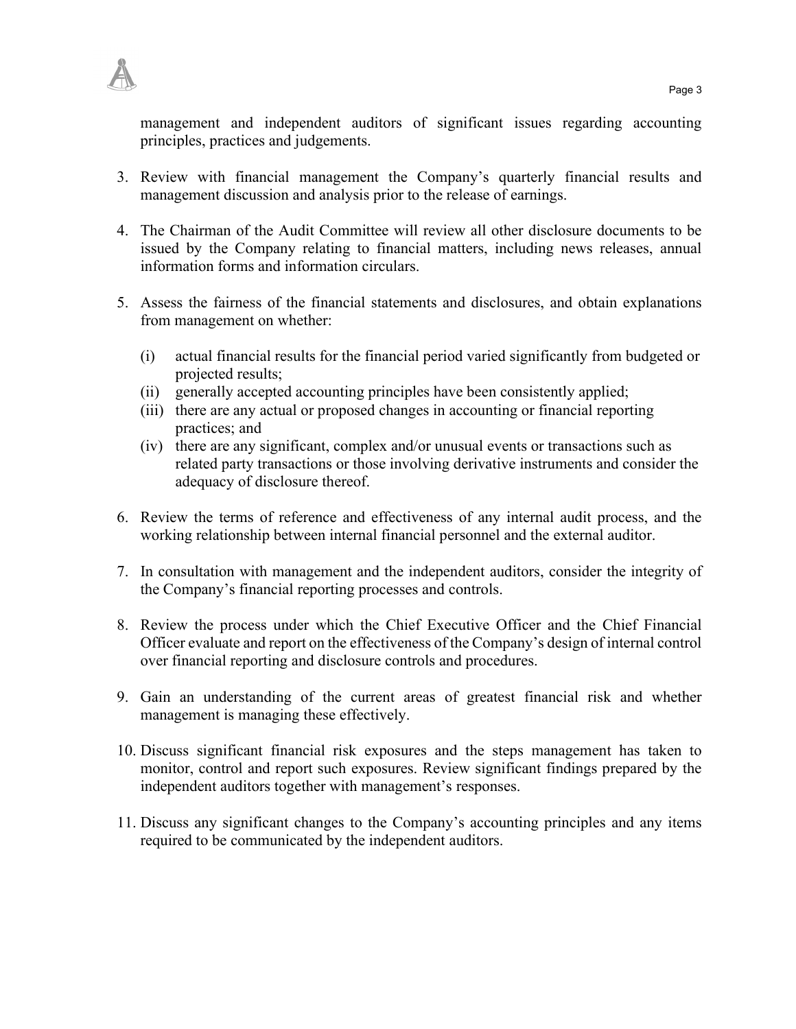management and independent auditors of significant issues regarding accounting principles, practices and judgements.

3. Review with financial management the Company's quarterly financial results and management discussion and analysis prior to the release of earnings.

4. The Chairman of the Audit Committee will review all other disclosure documents to be issued by the Company relating to financial matters, including news releases, annual information forms and information circulars.

5. Assess the fairness of the financial statements and disclosures, and obtain explanations from management on whether:

   (i) actual financial results for the financial period varied significantly from budgeted or projected results;
   (ii) generally accepted accounting principles have been consistently applied;
   (iii) there are any actual or proposed changes in accounting or financial reporting practices; and
   (iv) there are any significant, complex and/or unusual events or transactions such as related party transactions or those involving derivative instruments and consider the adequacy of disclosure thereof.

6. Review the terms of reference and effectiveness of any internal audit process, and the working relationship between internal financial personnel and the external auditor.

7. In consultation with management and the independent auditors, consider the integrity of the Company's financial reporting processes and controls.

8. Review the process under which the Chief Executive Officer and the Chief Financial Officer evaluate and report on the effectiveness of the Company's design of internal control over financial reporting and disclosure controls and procedures.

9. Gain an understanding of the current areas of greatest financial risk and whether management is managing these effectively.

10. Discuss significant financial risk exposures and the steps management has taken to monitor, control and report such exposures. Review significant findings prepared by the independent auditors together with management's responses.

11. Discuss any significant changes to the Company's accounting principles and any items required to be communicated by the independent auditors.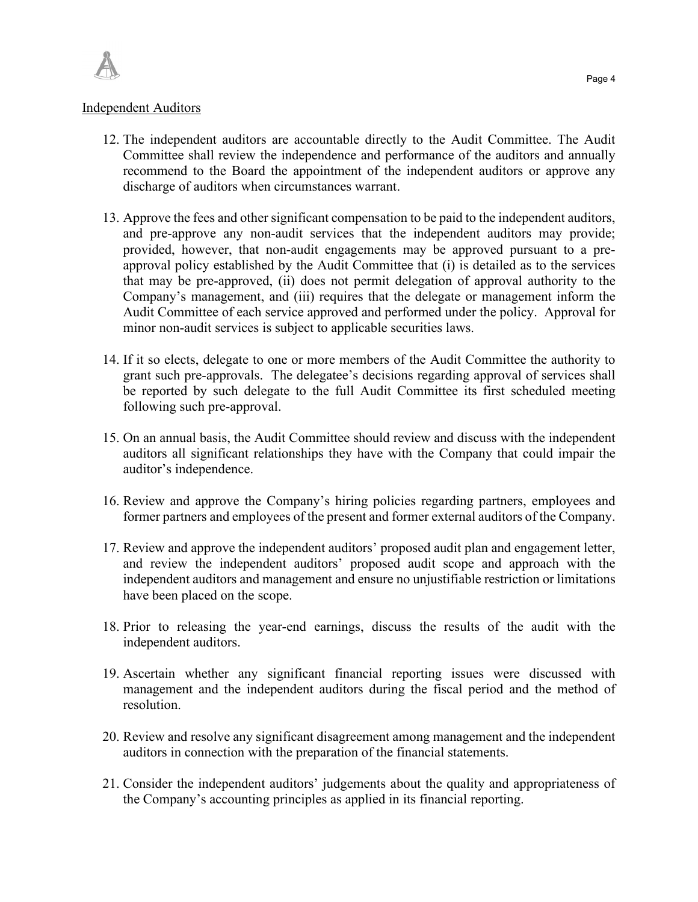Independent Auditors

12. The independent auditors are accountable directly to the Audit Committee. The Audit Committee shall review the independence and performance of the auditors and annually recommend to the Board the appointment of the independent auditors or approve any discharge of auditors when circumstances warrant.

13. Approve the fees and other significant compensation to be paid to the independent auditors, and pre-approve any non-audit services that the independent auditors may provide; provided, however, that non-audit engagements may be approved pursuant to a pre-approval policy established by the Audit Committee that (i) is detailed as to the services that may be pre-approved, (ii) does not permit delegation of approval authority to the Company's management, and (iii) requires that the delegate or management inform the Audit Committee of each service approved and performed under the policy. Approval for minor non-audit services is subject to applicable securities laws.

14. If it so elects, delegate to one or more members of the Audit Committee the authority to grant such pre-approvals. The delegatee's decisions regarding approval of services shall be reported by such delegate to the full Audit Committee its first scheduled meeting following such pre-approval.

15. On an annual basis, the Audit Committee should review and discuss with the independent auditors all significant relationships they have with the Company that could impair the auditor's independence.

16. Review and approve the Company's hiring policies regarding partners, employees and former partners and employees of the present and former external auditors of the Company.

17. Review and approve the independent auditors' proposed audit plan and engagement letter, and review the independent auditors' proposed audit scope and approach with the independent auditors and management and ensure no unjustifiable restriction or limitations have been placed on the scope.

18. Prior to releasing the year-end earnings, discuss the results of the audit with the independent auditors.

19. Ascertain whether any significant financial reporting issues were discussed with management and the independent auditors during the fiscal period and the method of resolution.

20. Review and resolve any significant disagreement among management and the independent auditors in connection with the preparation of the financial statements.

21. Consider the independent auditors' judgements about the quality and appropriateness of the Company's accounting principles as applied in its financial reporting.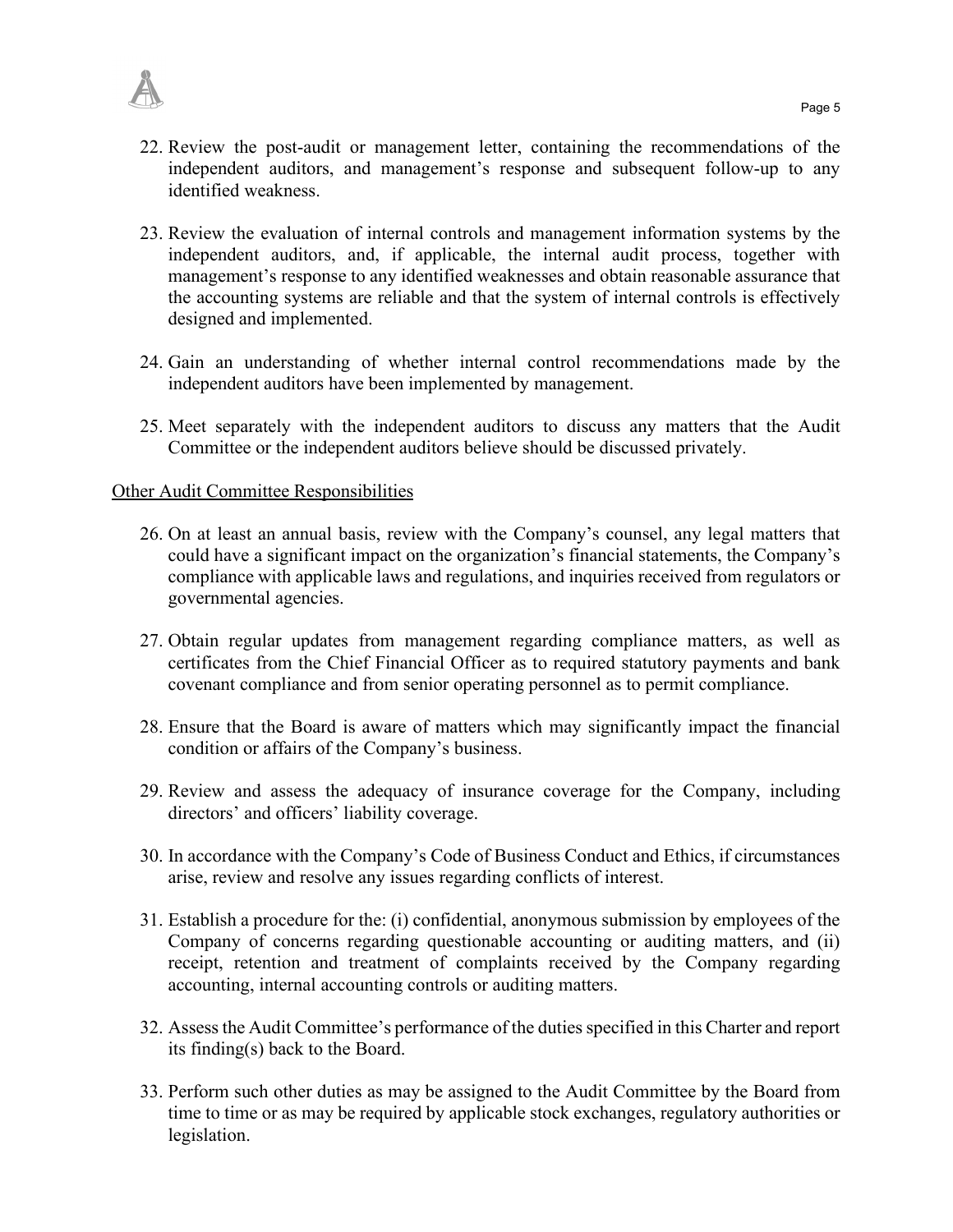22. Review the post-audit or management letter, containing the recommendations of the independent auditors, and management's response and subsequent follow-up to any identified weakness.

23. Review the evaluation of internal controls and management information systems by the independent auditors, and, if applicable, the internal audit process, together with management's response to any identified weaknesses and obtain reasonable assurance that the accounting systems are reliable and that the system of internal controls is effectively designed and implemented.

24. Gain an understanding of whether internal control recommendations made by the independent auditors have been implemented by management.

25. Meet separately with the independent auditors to discuss any matters that the Audit Committee or the independent auditors believe should be discussed privately.

<u>Other Audit Committee Responsibilities</u>

26. On at least an annual basis, review with the Company's counsel, any legal matters that could have a significant impact on the organization's financial statements, the Company's compliance with applicable laws and regulations, and inquiries received from regulators or governmental agencies.

27. Obtain regular updates from management regarding compliance matters, as well as certificates from the Chief Financial Officer as to required statutory payments and bank covenant compliance and from senior operating personnel as to permit compliance.

28. Ensure that the Board is aware of matters which may significantly impact the financial condition or affairs of the Company's business.

29. Review and assess the adequacy of insurance coverage for the Company, including directors' and officers' liability coverage.

30. In accordance with the Company's Code of Business Conduct and Ethics, if circumstances arise, review and resolve any issues regarding conflicts of interest.

31. Establish a procedure for the: (i) confidential, anonymous submission by employees of the Company of concerns regarding questionable accounting or auditing matters, and (ii) receipt, retention and treatment of complaints received by the Company regarding accounting, internal accounting controls or auditing matters.

32. Assess the Audit Committee's performance of the duties specified in this Charter and report its finding(s) back to the Board.

33. Perform such other duties as may be assigned to the Audit Committee by the Board from time to time or as may be required by applicable stock exchanges, regulatory authorities or legislation.